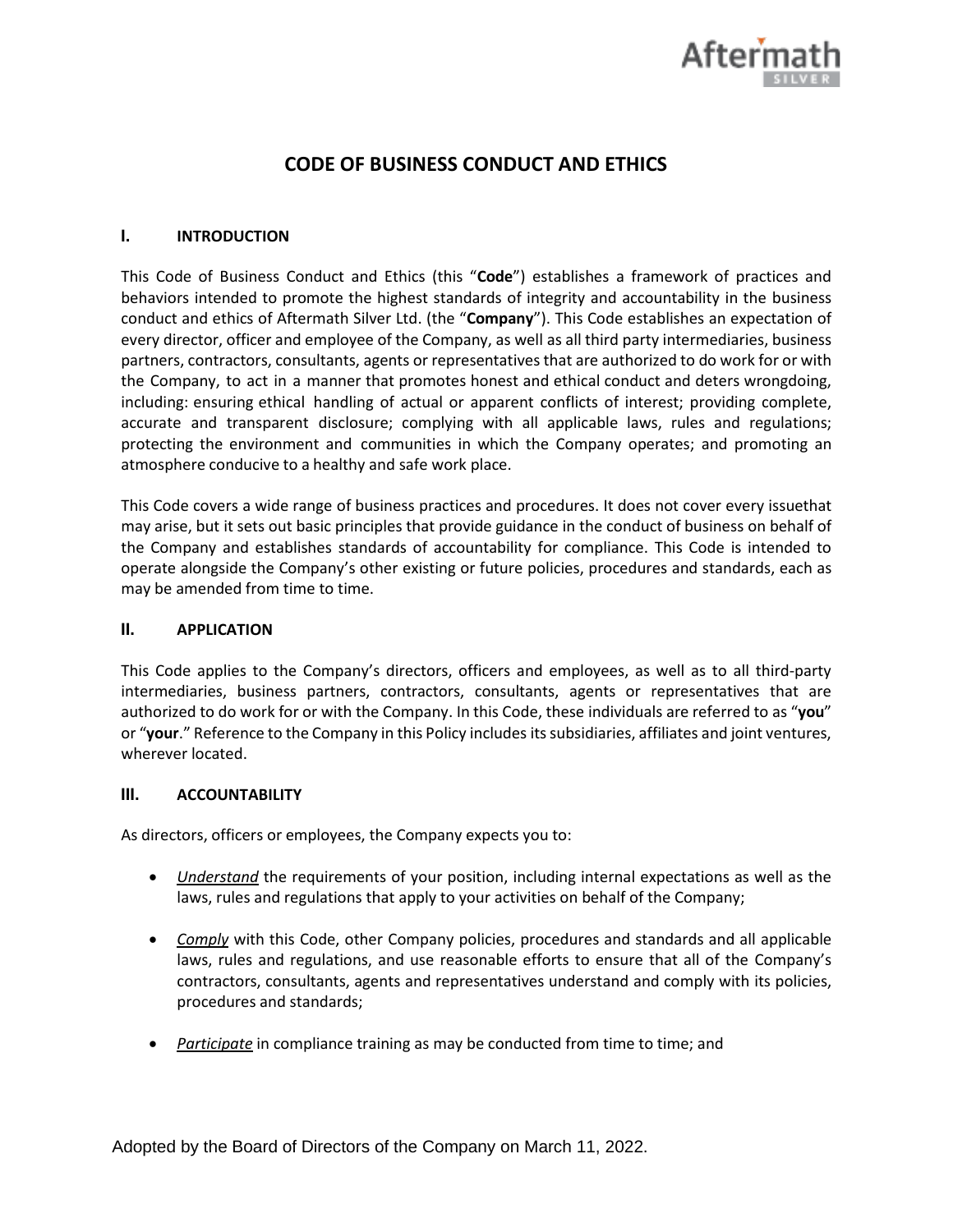# CODE OF BUSINESS CONDUCT AND ETHICS

## I. INTRODUCTION

This Code of Business Conduct and Ethics (this "**Code**") establishes a framework of practices and behaviors intended to promote the highest standards of integrity and accountability in the business conduct and ethics of Aftermath Silver Ltd. (the "**Company**"). This Code establishes an expectation of every director, officer and employee of the Company, as well as all third party intermediaries, business partners, contractors, consultants, agents or representatives that are authorized to do work for or with the Company, to act in a manner that promotes honest and ethical conduct and deters wrongdoing, including: ensuring ethical handling of actual or apparent conflicts of interest; providing complete, accurate and transparent disclosure; complying with all applicable laws, rules and regulations; protecting the environment and communities in which the Company operates; and promoting an atmosphere conducive to a healthy and safe work place.

This Code covers a wide range of business practices and procedures. It does not cover every issuethat may arise, but it sets out basic principles that provide guidance in the conduct of business on behalf of the Company and establishes standards of accountability for compliance. This Code is intended to operate alongside the Company's other existing or future policies, procedures and standards, each as may be amended from time to time.

## II. APPLICATION

This Code applies to the Company's directors, officers and employees, as well as to all third-party intermediaries, business partners, contractors, consultants, agents or representatives that are authorized to do work for or with the Company. In this Code, these individuals are referred to as "**you**" or "**your**." Reference to the Company in this Policy includes its subsidiaries, affiliates and joint ventures, wherever located.

## III. ACCOUNTABILITY

As directors, officers or employees, the Company expects you to:

- *Understand* the requirements of your position, including internal expectations as well as the laws, rules and regulations that apply to your activities on behalf of the Company;
- *Comply* with this Code, other Company policies, procedures and standards and all applicable laws, rules and regulations, and use reasonable efforts to ensure that all of the Company's contractors, consultants, agents and representatives understand and comply with its policies, procedures and standards;
- *Participate* in compliance training as may be conducted from time to time; and

Adopted by the Board of Directors of the Company on March 11, 2022.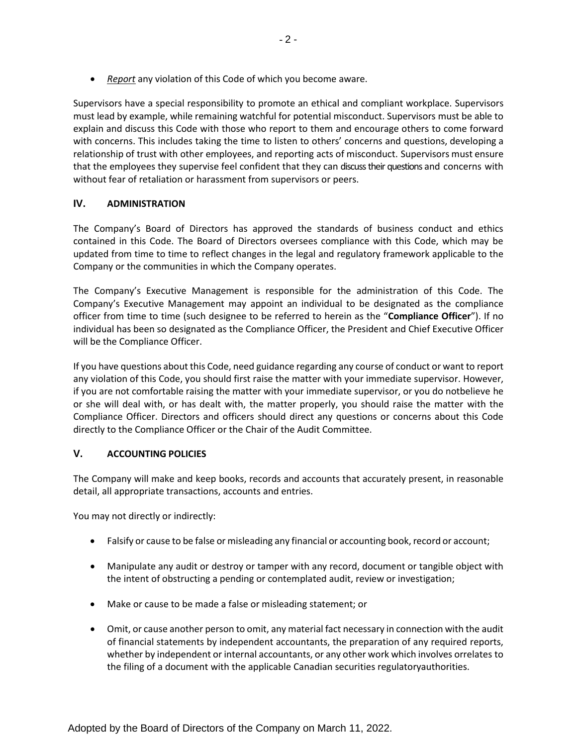- *Report* any violation of this Code of which you become aware.

Supervisors have a special responsibility to promote an ethical and compliant workplace. Supervisors must lead by example, while remaining watchful for potential misconduct. Supervisors must be able to explain and discuss this Code with those who report to them and encourage others to come forward with concerns. This includes taking the time to listen to others' concerns and questions, developing a relationship of trust with other employees, and reporting acts of misconduct. Supervisors must ensure that the employees they supervise feel confident that they can discuss their questions and concerns with without fear of retaliation or harassment from supervisors or peers.

## IV. ADMINISTRATION

The Company's Board of Directors has approved the standards of business conduct and ethics contained in this Code. The Board of Directors oversees compliance with this Code, which may be updated from time to time to reflect changes in the legal and regulatory framework applicable to the Company or the communities in which the Company operates.

The Company's Executive Management is responsible for the administration of this Code. The Company's Executive Management may appoint an individual to be designated as the compliance officer from time to time (such designee to be referred to herein as the "**Compliance Officer**"). If no individual has been so designated as the Compliance Officer, the President and Chief Executive Officer will be the Compliance Officer.

If you have questions about this Code, need guidance regarding any course of conduct or want to report any violation of this Code, you should first raise the matter with your immediate supervisor. However, if you are not comfortable raising the matter with your immediate supervisor, or you do notbelieve he or she will deal with, or has dealt with, the matter properly, you should raise the matter with the Compliance Officer. Directors and officers should direct any questions or concerns about this Code directly to the Compliance Officer or the Chair of the Audit Committee.

## V. ACCOUNTING POLICIES

The Company will make and keep books, records and accounts that accurately present, in reasonable detail, all appropriate transactions, accounts and entries.

You may not directly or indirectly:

- Falsify or cause to be false or misleading any financial or accounting book, record or account;
- Manipulate any audit or destroy or tamper with any record, document or tangible object with the intent of obstructing a pending or contemplated audit, review or investigation;
- Make or cause to be made a false or misleading statement; or
- Omit, or cause another person to omit, any material fact necessary in connection with the audit of financial statements by independent accountants, the preparation of any required reports, whether by independent or internal accountants, or any other work which involves orrelates to the filing of a document with the applicable Canadian securities regulatoryauthorities.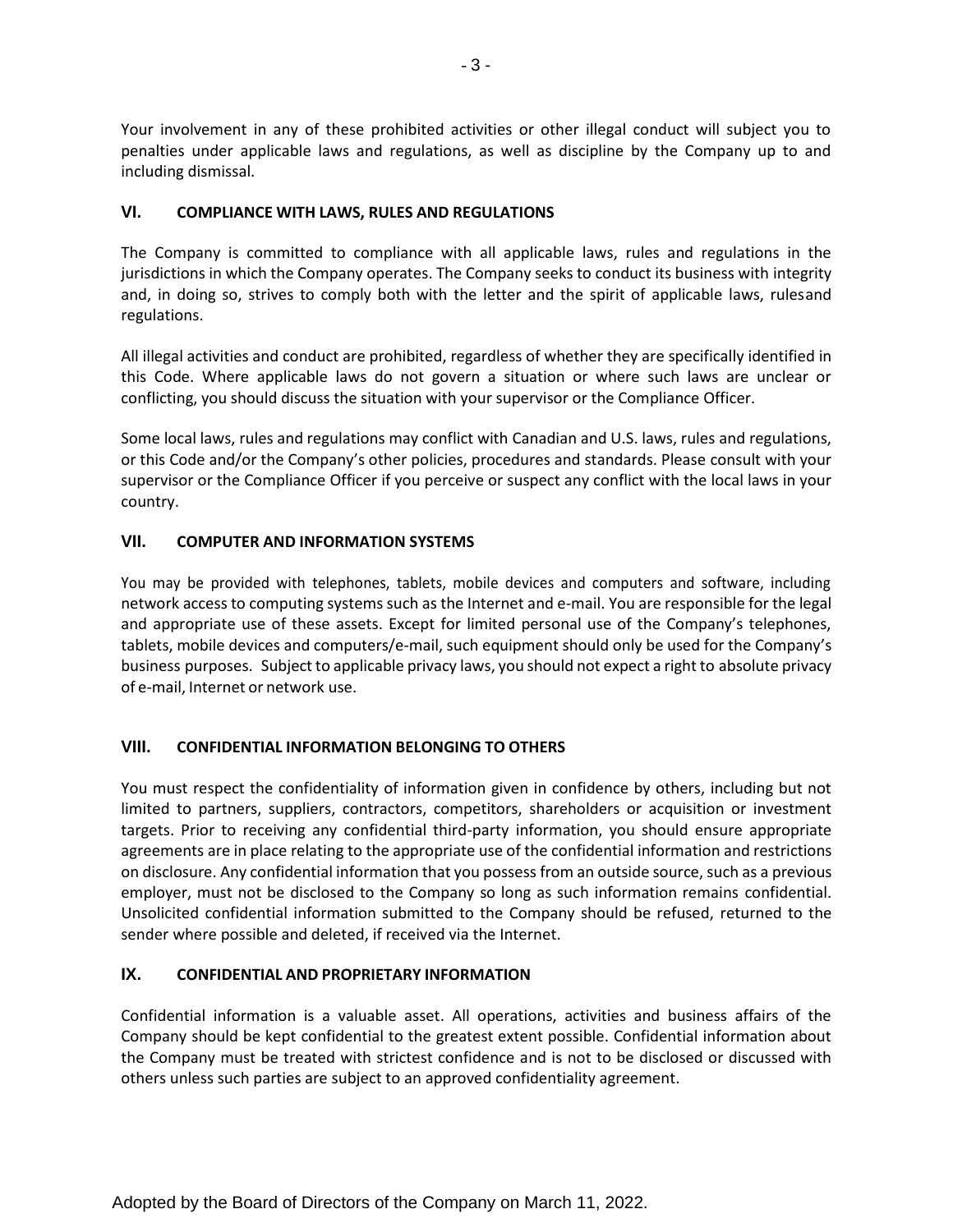Your involvement in any of these prohibited activities or other illegal conduct will subject you to penalties under applicable laws and regulations, as well as discipline by the Company up to and including dismissal.

## VI. COMPLIANCE WITH LAWS, RULES AND REGULATIONS

The Company is committed to compliance with all applicable laws, rules and regulations in the jurisdictions in which the Company operates. The Company seeks to conduct its business with integrity and, in doing so, strives to comply both with the letter and the spirit of applicable laws, rulesand regulations.

All illegal activities and conduct are prohibited, regardless of whether they are specifically identified in this Code. Where applicable laws do not govern a situation or where such laws are unclear or conflicting, you should discuss the situation with your supervisor or the Compliance Officer.

Some local laws, rules and regulations may conflict with Canadian and U.S. laws, rules and regulations, or this Code and/or the Company's other policies, procedures and standards. Please consult with your supervisor or the Compliance Officer if you perceive or suspect any conflict with the local laws in your country.

## VII. COMPUTER AND INFORMATION SYSTEMS

You may be provided with telephones, tablets, mobile devices and computers and software, including network access to computing systems such as the Internet and e-mail. You are responsible for the legal and appropriate use of these assets. Except for limited personal use of the Company's telephones, tablets, mobile devices and computers/e-mail, such equipment should only be used for the Company's business purposes. Subject to applicable privacy laws, you should not expect a right to absolute privacy of e-mail, Internet or network use.

## VIII. CONFIDENTIAL INFORMATION BELONGING TO OTHERS

You must respect the confidentiality of information given in confidence by others, including but not limited to partners, suppliers, contractors, competitors, shareholders or acquisition or investment targets. Prior to receiving any confidential third-party information, you should ensure appropriate agreements are in place relating to the appropriate use of the confidential information and restrictions on disclosure. Any confidential information that you possess from an outside source, such as a previous employer, must not be disclosed to the Company so long as such information remains confidential. Unsolicited confidential information submitted to the Company should be refused, returned to the sender where possible and deleted, if received via the Internet.

## IX. CONFIDENTIAL AND PROPRIETARY INFORMATION

Confidential information is a valuable asset. All operations, activities and business affairs of the Company should be kept confidential to the greatest extent possible. Confidential information about the Company must be treated with strictest confidence and is not to be disclosed or discussed with others unless such parties are subject to an approved confidentiality agreement.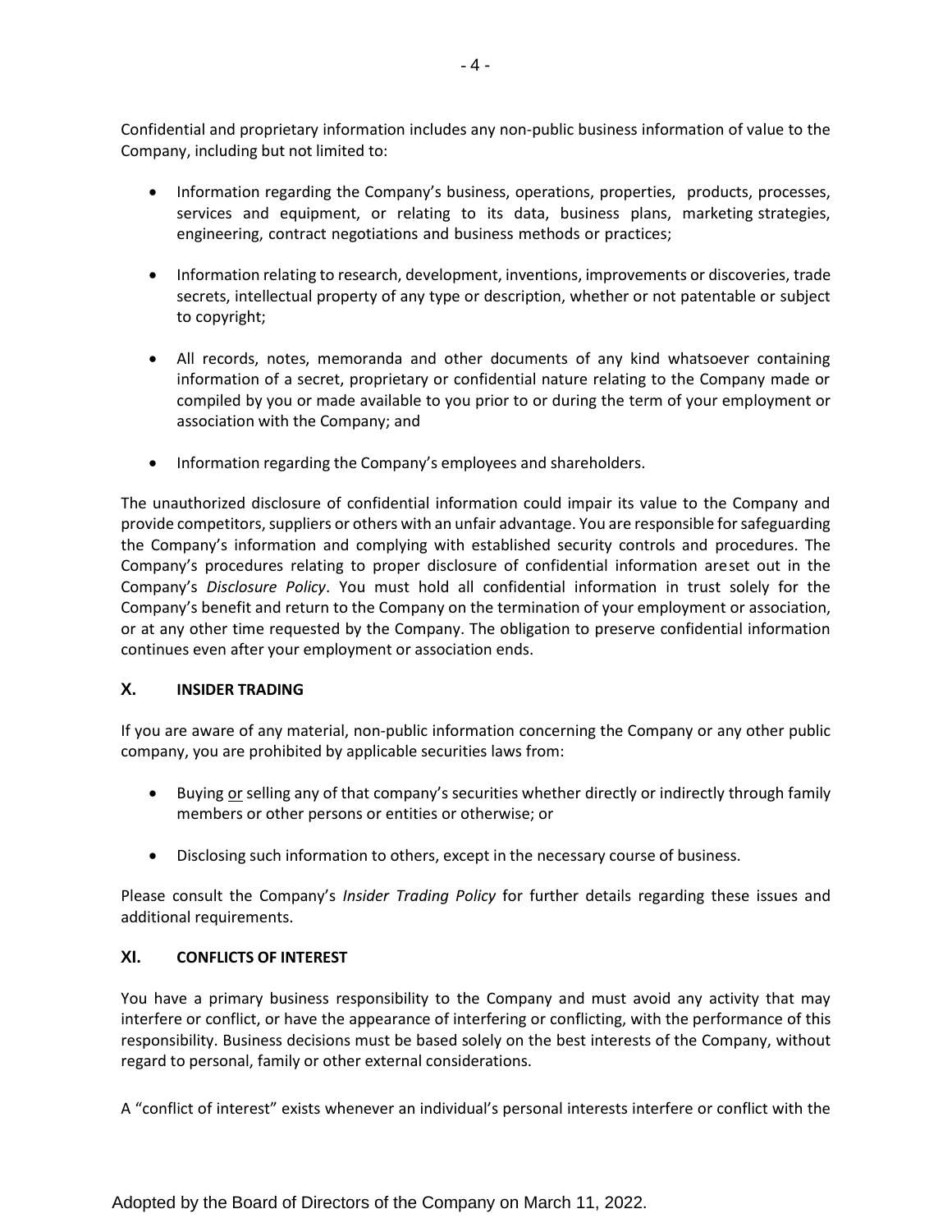Confidential and proprietary information includes any non-public business information of value to the Company, including but not limited to:

- Information regarding the Company's business, operations, properties, products, processes, services and equipment, or relating to its data, business plans, marketing strategies, engineering, contract negotiations and business methods or practices;
- Information relating to research, development, inventions, improvements or discoveries, trade secrets, intellectual property of any type or description, whether or not patentable or subject to copyright;
- All records, notes, memoranda and other documents of any kind whatsoever containing information of a secret, proprietary or confidential nature relating to the Company made or compiled by you or made available to you prior to or during the term of your employment or association with the Company; and
- Information regarding the Company's employees and shareholders.

The unauthorized disclosure of confidential information could impair its value to the Company and provide competitors, suppliers or others with an unfair advantage. You are responsible for safeguarding the Company's information and complying with established security controls and procedures. The Company's procedures relating to proper disclosure of confidential information areset out in the Company's *Disclosure Policy*. You must hold all confidential information in trust solely for the Company's benefit and return to the Company on the termination of your employment or association, or at any other time requested by the Company. The obligation to preserve confidential information continues even after your employment or association ends.

## X. INSIDER TRADING

If you are aware of any material, non-public information concerning the Company or any other public company, you are prohibited by applicable securities laws from:

- Buying or selling any of that company's securities whether directly or indirectly through family members or other persons or entities or otherwise; or
- Disclosing such information to others, except in the necessary course of business.

Please consult the Company's *Insider Trading Policy* for further details regarding these issues and additional requirements.

## XI. CONFLICTS OF INTEREST

You have a primary business responsibility to the Company and must avoid any activity that may interfere or conflict, or have the appearance of interfering or conflicting, with the performance of this responsibility. Business decisions must be based solely on the best interests of the Company, without regard to personal, family or other external considerations.

A "conflict of interest" exists whenever an individual's personal interests interfere or conflict with the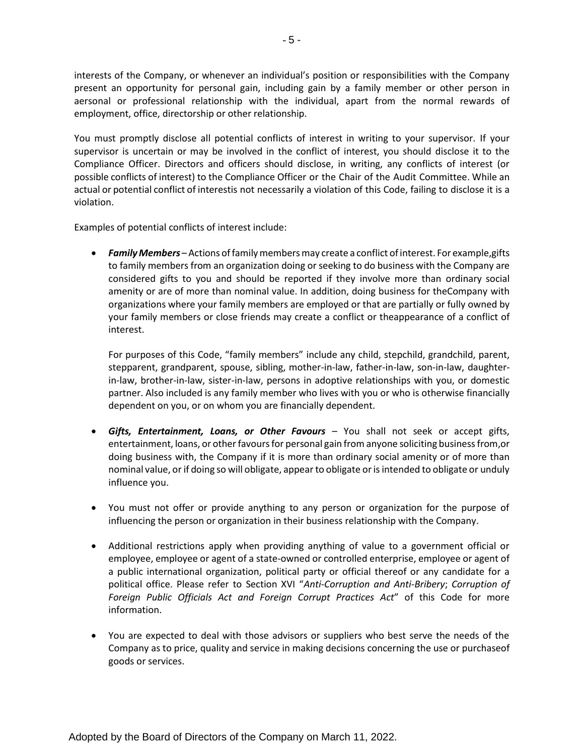interests of the Company, or whenever an individual's position or responsibilities with the Company present an opportunity for personal gain, including gain by a family member or other person in aersonal or professional relationship with the individual, apart from the normal rewards of employment, office, directorship or other relationship.

You must promptly disclose all potential conflicts of interest in writing to your supervisor. If your supervisor is uncertain or may be involved in the conflict of interest, you should disclose it to the Compliance Officer. Directors and officers should disclose, in writing, any conflicts of interest (or possible conflicts of interest) to the Compliance Officer or the Chair of the Audit Committee. While an actual or potential conflict of interestis not necessarily a violation of this Code, failing to disclose it is a violation.

Examples of potential conflicts of interest include:

- ***Family Members*** – Actions of family members may create a conflict of interest. For example,gifts to family members from an organization doing or seeking to do business with the Company are considered gifts to you and should be reported if they involve more than ordinary social amenity or are of more than nominal value. In addition, doing business for theCompany with organizations where your family members are employed or that are partially or fully owned by your family members or close friends may create a conflict or theappearance of a conflict of interest.

  For purposes of this Code, "family members" include any child, stepchild, grandchild, parent, stepparent, grandparent, spouse, sibling, mother-in-law, father-in-law, son-in-law, daughter-in-law, brother-in-law, sister-in-law, persons in adoptive relationships with you, or domestic partner. Also included is any family member who lives with you or who is otherwise financially dependent on you, or on whom you are financially dependent.

- ***Gifts, Entertainment, Loans, or Other Favours*** – You shall not seek or accept gifts, entertainment, loans, or other favours for personal gain from anyone soliciting business from,or doing business with, the Company if it is more than ordinary social amenity or of more than nominal value, or if doing so will obligate, appear to obligate or is intended to obligate or unduly influence you.

- You must not offer or provide anything to any person or organization for the purpose of influencing the person or organization in their business relationship with the Company.

- Additional restrictions apply when providing anything of value to a government official or employee, employee or agent of a state-owned or controlled enterprise, employee or agent of a public international organization, political party or official thereof or any candidate for a political office. Please refer to Section XVI "*Anti-Corruption and Anti-Bribery*; *Corruption of Foreign Public Officials Act and Foreign Corrupt Practices Act*" of this Code for more information.

- You are expected to deal with those advisors or suppliers who best serve the needs of the Company as to price, quality and service in making decisions concerning the use or purchaseof goods or services.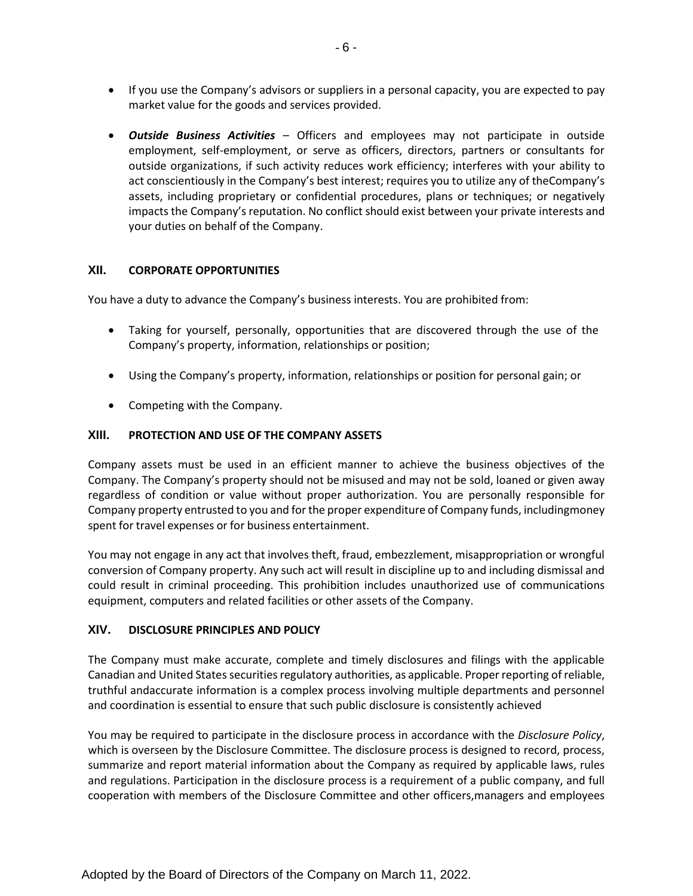- If you use the Company's advisors or suppliers in a personal capacity, you are expected to pay market value for the goods and services provided.

- ***Outside Business Activities*** – Officers and employees may not participate in outside employment, self-employment, or serve as officers, directors, partners or consultants for outside organizations, if such activity reduces work efficiency; interferes with your ability to act conscientiously in the Company's best interest; requires you to utilize any of theCompany's assets, including proprietary or confidential procedures, plans or techniques; or negatively impacts the Company's reputation. No conflict should exist between your private interests and your duties on behalf of the Company.

## XII. CORPORATE OPPORTUNITIES

You have a duty to advance the Company's business interests. You are prohibited from:

- Taking for yourself, personally, opportunities that are discovered through the use of the Company's property, information, relationships or position;

- Using the Company's property, information, relationships or position for personal gain; or

- Competing with the Company.

## XIII. PROTECTION AND USE OF THE COMPANY ASSETS

Company assets must be used in an efficient manner to achieve the business objectives of the Company. The Company's property should not be misused and may not be sold, loaned or given away regardless of condition or value without proper authorization. You are personally responsible for Company property entrusted to you and for the proper expenditure of Company funds, includingmoney spent for travel expenses or for business entertainment.

You may not engage in any act that involves theft, fraud, embezzlement, misappropriation or wrongful conversion of Company property. Any such act will result in discipline up to and including dismissal and could result in criminal proceeding. This prohibition includes unauthorized use of communications equipment, computers and related facilities or other assets of the Company.

## XIV. DISCLOSURE PRINCIPLES AND POLICY

The Company must make accurate, complete and timely disclosures and filings with the applicable Canadian and United States securities regulatory authorities, as applicable. Proper reporting of reliable, truthful andaccurate information is a complex process involving multiple departments and personnel and coordination is essential to ensure that such public disclosure is consistently achieved

You may be required to participate in the disclosure process in accordance with the *Disclosure Policy*, which is overseen by the Disclosure Committee. The disclosure process is designed to record, process, summarize and report material information about the Company as required by applicable laws, rules and regulations. Participation in the disclosure process is a requirement of a public company, and full cooperation with members of the Disclosure Committee and other officers,managers and employees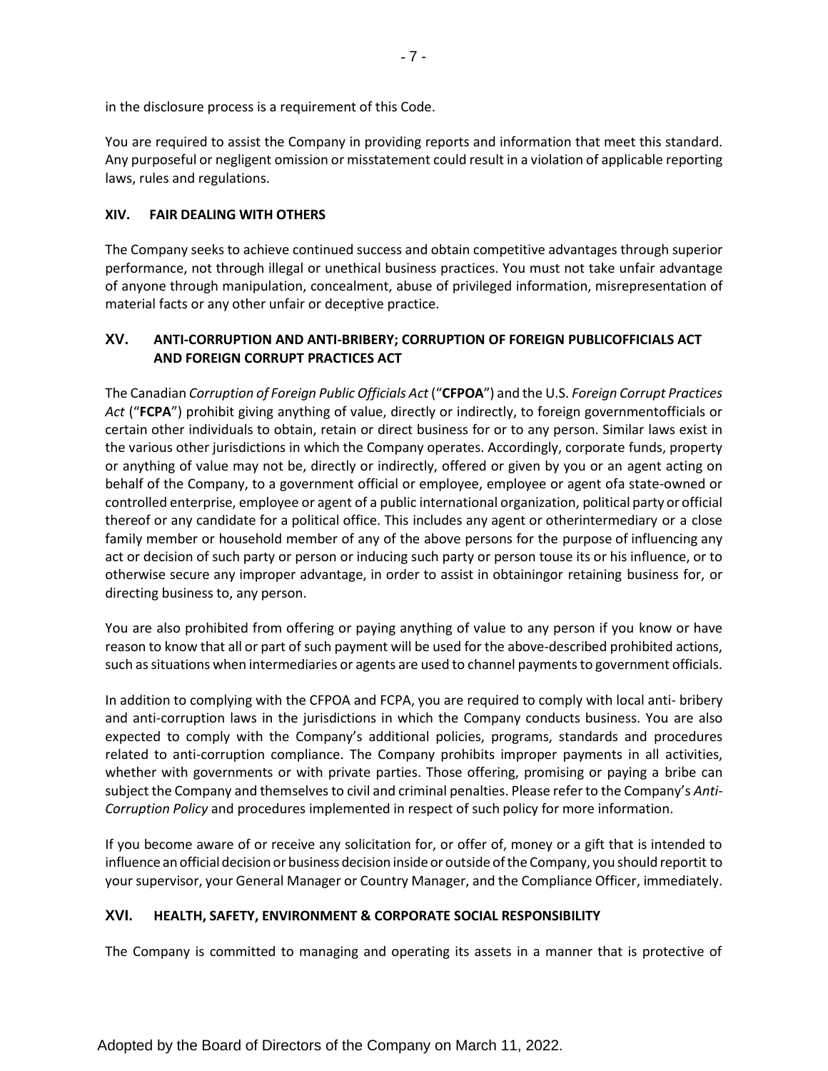in the disclosure process is a requirement of this Code.

You are required to assist the Company in providing reports and information that meet this standard. Any purposeful or negligent omission or misstatement could result in a violation of applicable reporting laws, rules and regulations.

## XIV. FAIR DEALING WITH OTHERS

The Company seeks to achieve continued success and obtain competitive advantages through superior performance, not through illegal or unethical business practices. You must not take unfair advantage of anyone through manipulation, concealment, abuse of privileged information, misrepresentation of material facts or any other unfair or deceptive practice.

## XV. ANTI-CORRUPTION AND ANTI-BRIBERY; CORRUPTION OF FOREIGN PUBLICOFFICIALS ACT AND FOREIGN CORRUPT PRACTICES ACT

The Canadian *Corruption of Foreign Public Officials Act* ("**CFPOA**") and the U.S. *Foreign Corrupt Practices Act* ("**FCPA**") prohibit giving anything of value, directly or indirectly, to foreign governmentofficials or certain other individuals to obtain, retain or direct business for or to any person. Similar laws exist in the various other jurisdictions in which the Company operates. Accordingly, corporate funds, property or anything of value may not be, directly or indirectly, offered or given by you or an agent acting on behalf of the Company, to a government official or employee, employee or agent ofa state-owned or controlled enterprise, employee or agent of a public international organization, political party or official thereof or any candidate for a political office. This includes any agent or otherintermediary or a close family member or household member of any of the above persons for the purpose of influencing any act or decision of such party or person or inducing such party or person touse its or his influence, or to otherwise secure any improper advantage, in order to assist in obtainingor retaining business for, or directing business to, any person.

You are also prohibited from offering or paying anything of value to any person if you know or have reason to know that all or part of such payment will be used for the above-described prohibited actions, such as situations when intermediaries or agents are used to channel payments to government officials.

In addition to complying with the CFPOA and FCPA, you are required to comply with local anti- bribery and anti-corruption laws in the jurisdictions in which the Company conducts business. You are also expected to comply with the Company's additional policies, programs, standards and procedures related to anti-corruption compliance. The Company prohibits improper payments in all activities, whether with governments or with private parties. Those offering, promising or paying a bribe can subject the Company and themselves to civil and criminal penalties. Please refer to the Company's *Anti-Corruption Policy* and procedures implemented in respect of such policy for more information.

If you become aware of or receive any solicitation for, or offer of, money or a gift that is intended to influence an official decision or business decision inside or outside of the Company, you should reportit to your supervisor, your General Manager or Country Manager, and the Compliance Officer, immediately.

## XVI. HEALTH, SAFETY, ENVIRONMENT & CORPORATE SOCIAL RESPONSIBILITY

The Company is committed to managing and operating its assets in a manner that is protective of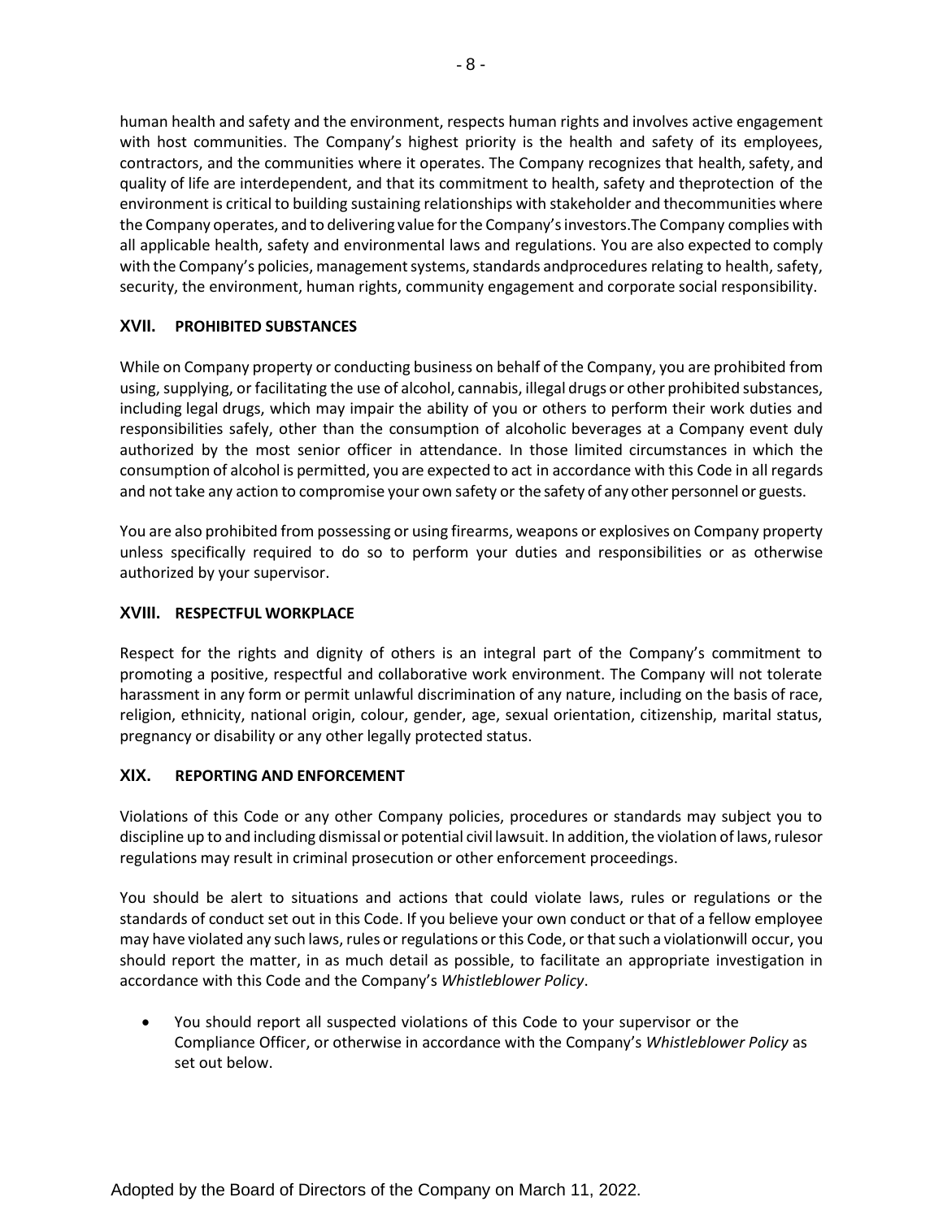human health and safety and the environment, respects human rights and involves active engagement with host communities. The Company's highest priority is the health and safety of its employees, contractors, and the communities where it operates. The Company recognizes that health, safety, and quality of life are interdependent, and that its commitment to health, safety and theprotection of the environment is critical to building sustaining relationships with stakeholder and thecommunities where the Company operates, and to delivering value for the Company's investors.The Company complies with all applicable health, safety and environmental laws and regulations. You are also expected to comply with the Company's policies, management systems, standards andprocedures relating to health, safety, security, the environment, human rights, community engagement and corporate social responsibility.

## XVII. PROHIBITED SUBSTANCES

While on Company property or conducting business on behalf of the Company, you are prohibited from using, supplying, or facilitating the use of alcohol, cannabis, illegal drugs or other prohibited substances, including legal drugs, which may impair the ability of you or others to perform their work duties and responsibilities safely, other than the consumption of alcoholic beverages at a Company event duly authorized by the most senior officer in attendance. In those limited circumstances in which the consumption of alcohol is permitted, you are expected to act in accordance with this Code in all regards and not take any action to compromise your own safety or the safety of any other personnel or guests.

You are also prohibited from possessing or using firearms, weapons or explosives on Company property unless specifically required to do so to perform your duties and responsibilities or as otherwise authorized by your supervisor.

## XVIII. RESPECTFUL WORKPLACE

Respect for the rights and dignity of others is an integral part of the Company's commitment to promoting a positive, respectful and collaborative work environment. The Company will not tolerate harassment in any form or permit unlawful discrimination of any nature, including on the basis of race, religion, ethnicity, national origin, colour, gender, age, sexual orientation, citizenship, marital status, pregnancy or disability or any other legally protected status.

## XIX. REPORTING AND ENFORCEMENT

Violations of this Code or any other Company policies, procedures or standards may subject you to discipline up to and including dismissal or potential civil lawsuit. In addition, the violation of laws, rulesor regulations may result in criminal prosecution or other enforcement proceedings.

You should be alert to situations and actions that could violate laws, rules or regulations or the standards of conduct set out in this Code. If you believe your own conduct or that of a fellow employee may have violated any such laws, rules or regulations or this Code, or that such a violationwill occur, you should report the matter, in as much detail as possible, to facilitate an appropriate investigation in accordance with this Code and the Company's *Whistleblower Policy*.

- You should report all suspected violations of this Code to your supervisor or the Compliance Officer, or otherwise in accordance with the Company's *Whistleblower Policy* as set out below.

Adopted by the Board of Directors of the Company on March 11, 2022.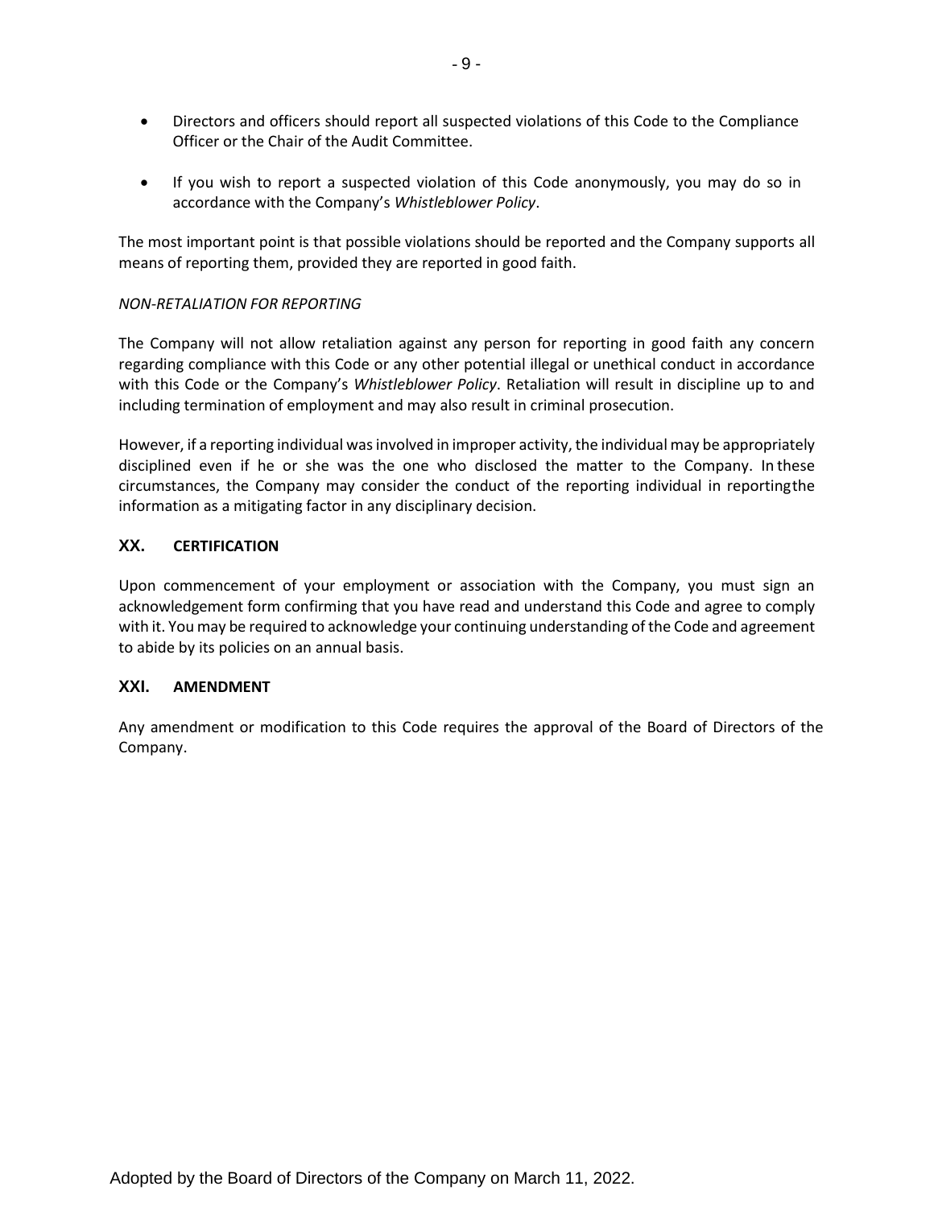- Directors and officers should report all suspected violations of this Code to the Compliance Officer or the Chair of the Audit Committee.

- If you wish to report a suspected violation of this Code anonymously, you may do so in accordance with the Company's *Whistleblower Policy*.

The most important point is that possible violations should be reported and the Company supports all means of reporting them, provided they are reported in good faith.

*NON-RETALIATION FOR REPORTING*

The Company will not allow retaliation against any person for reporting in good faith any concern regarding compliance with this Code or any other potential illegal or unethical conduct in accordance with this Code or the Company's *Whistleblower Policy*. Retaliation will result in discipline up to and including termination of employment and may also result in criminal prosecution.

However, if a reporting individual was involved in improper activity, the individual may be appropriately disciplined even if he or she was the one who disclosed the matter to the Company. In these circumstances, the Company may consider the conduct of the reporting individual in reporting the information as a mitigating factor in any disciplinary decision.

## XX. CERTIFICATION

Upon commencement of your employment or association with the Company, you must sign an acknowledgement form confirming that you have read and understand this Code and agree to comply with it. You may be required to acknowledge your continuing understanding of the Code and agreement to abide by its policies on an annual basis.

## XXI. AMENDMENT

Any amendment or modification to this Code requires the approval of the Board of Directors of the Company.

Adopted by the Board of Directors of the Company on March 11, 2022.